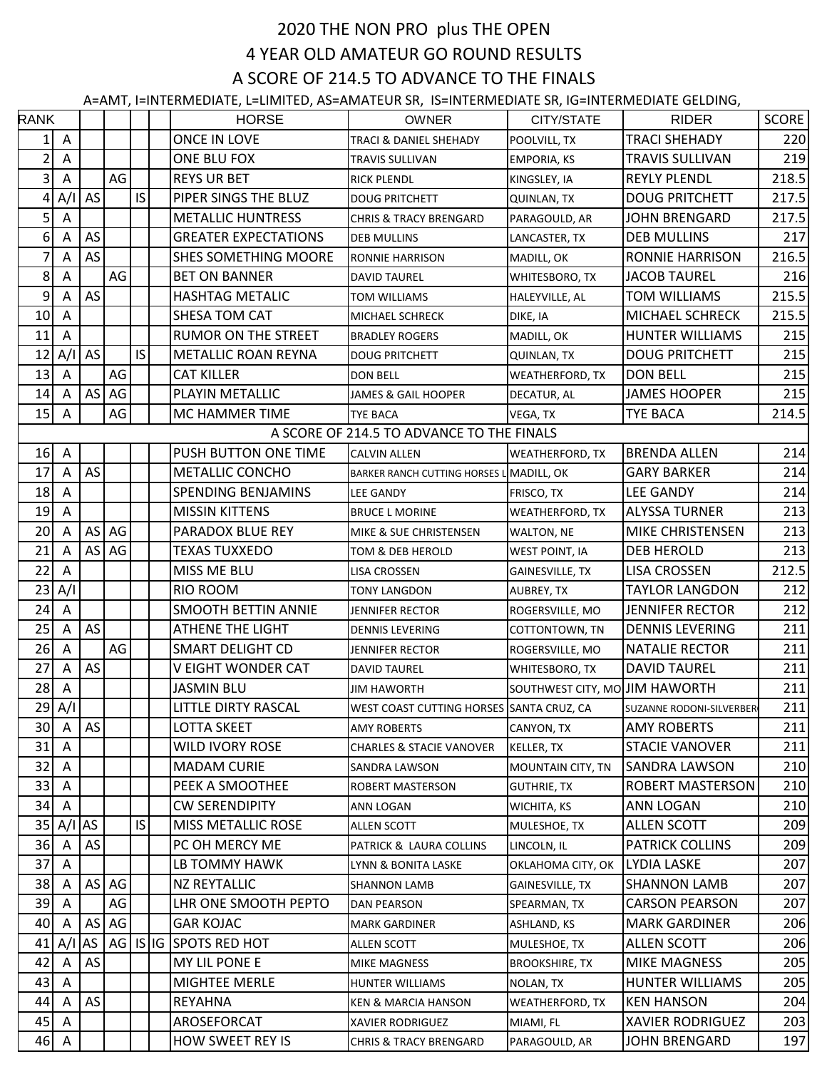# 2020 THE NON PRO plus THE OPEN

## 4 YEAR OLD AMATEUR GO ROUND RESULTS

## A SCORE OF 214.5 TO ADVANCE TO THE FINALS

A=AMT, I=INTERMEDIATE, L=LIMITED, AS=AMATEUR SR, IS=INTERMEDIATE SR, IG=INTERMEDIATE GELDING,

| RANK | | | | | | HORSE | OWNER | CITY/STATE | RIDER | SCORE |
|---|---|---|---|---|---|---|---|---|---|---|
| 1 | A | | | | | ONCE IN LOVE | TRACI & DANIEL SHEHADY | POOLVILL, TX | TRACI SHEHADY | 220 |
| 2 | A | | | | | ONE BLU FOX | TRAVIS SULLIVAN | EMPORIA, KS | TRAVIS SULLIVAN | 219 |
| 3 | A | | AG | | | REYS UR BET | RICK PLENDL | KINGSLEY, IA | REYLY PLENDL | 218.5 |
| 4 | A/I | AS | | IS | | PIPER SINGS THE BLUZ | DOUG PRITCHETT | QUINLAN, TX | DOUG PRITCHETT | 217.5 |
| 5 | A | | | | | METALLIC HUNTRESS | CHRIS & TRACY BRENGARD | PARAGOULD, AR | JOHN BRENGARD | 217.5 |
| 6 | A | AS | | | | GREATER EXPECTATIONS | DEB MULLINS | LANCASTER, TX | DEB MULLINS | 217 |
| 7 | A | AS | | | | SHES SOMETHING MOORE | RONNIE HARRISON | MADILL, OK | RONNIE HARRISON | 216.5 |
| 8 | A | | AG | | | BET ON BANNER | DAVID TAUREL | WHITESBORO, TX | JACOB TAUREL | 216 |
| 9 | A | AS | | | | HASHTAG METALIC | TOM WILLIAMS | HALEYVILLE, AL | TOM WILLIAMS | 215.5 |
| 10 | A | | | | | SHESA TOM CAT | MICHAEL SCHRECK | DIKE, IA | MICHAEL SCHRECK | 215.5 |
| 11 | A | | | | | RUMOR ON THE STREET | BRADLEY ROGERS | MADILL, OK | HUNTER WILLIAMS | 215 |
| 12 | A/I | AS | | IS | | METALLIC ROAN REYNA | DOUG PRITCHETT | QUINLAN, TX | DOUG PRITCHETT | 215 |
| 13 | A | | AG | | | CAT KILLER | DON BELL | WEATHERFORD, TX | DON BELL | 215 |
| 14 | A | AS | AG | | | PLAYIN METALLIC | JAMES & GAIL HOOPER | DECATUR, AL | JAMES HOOPER | 215 |
| 15 | A | | AG | | | MC HAMMER TIME | TYE BACA | VEGA, TX | TYE BACA | 214.5 |
| | | | | | | A SCORE OF 214.5 TO ADVANCE TO THE FINALS | | | | |
| 16 | A | | | | | PUSH BUTTON ONE TIME | CALVIN ALLEN | WEATHERFORD, TX | BRENDA ALLEN | 214 |
| 17 | A | AS | | | | METALLIC CONCHO | BARKER RANCH CUTTING HORSES L | MADILL, OK | GARY BARKER | 214 |
| 18 | A | | | | | SPENDING BENJAMINS | LEE GANDY | FRISCO, TX | LEE GANDY | 214 |
| 19 | A | | | | | MISSIN KITTENS | BRUCE L MORINE | WEATHERFORD, TX | ALYSSA TURNER | 213 |
| 20 | A | AS | AG | | | PARADOX BLUE REY | MIKE & SUE CHRISTENSEN | WALTON, NE | MIKE CHRISTENSEN | 213 |
| 21 | A | AS | AG | | | TEXAS TUXXEDO | TOM & DEB HEROLD | WEST POINT, IA | DEB HEROLD | 213 |
| 22 | A | | | | | MISS ME BLU | LISA CROSSEN | GAINESVILLE, TX | LISA CROSSEN | 212.5 |
| 23 | A/I | | | | | RIO ROOM | TONY LANGDON | AUBREY, TX | TAYLOR LANGDON | 212 |
| 24 | A | | | | | SMOOTH BETTIN ANNIE | JENNIFER RECTOR | ROGERSVILLE, MO | JENNIFER RECTOR | 212 |
| 25 | A | AS | | | | ATHENE THE LIGHT | DENNIS LEVERING | COTTONTOWN, TN | DENNIS LEVERING | 211 |
| 26 | A | | AG | | | SMART DELIGHT CD | JENNIFER RECTOR | ROGERSVILLE, MO | NATALIE RECTOR | 211 |
| 27 | A | AS | | | | V EIGHT WONDER CAT | DAVID TAUREL | WHITESBORO, TX | DAVID TAUREL | 211 |
| 28 | A | | | | | JASMIN BLU | JIM HAWORTH | SOUTHWEST CITY, MO | JIM HAWORTH | 211 |
| 29 | A/I | | | | | LITTLE DIRTY RASCAL | WEST COAST CUTTING HORSES | SANTA CRUZ, CA | SUZANNE RODONI-SILVERBER | 211 |
| 30 | A | AS | | | | LOTTA SKEET | AMY ROBERTS | CANYON, TX | AMY ROBERTS | 211 |
| 31 | A | | | | | WILD IVORY ROSE | CHARLES & STACIE VANOVER | KELLER, TX | STACIE VANOVER | 211 |
| 32 | A | | | | | MADAM CURIE | SANDRA LAWSON | MOUNTAIN CITY, TN | SANDRA LAWSON | 210 |
| 33 | A | | | | | PEEK A SMOOTHEE | ROBERT MASTERSON | GUTHRIE, TX | ROBERT MASTERSON | 210 |
| 34 | A | | | | | CW SERENDIPITY | ANN LOGAN | WICHITA, KS | ANN LOGAN | 210 |
| 35 | A/I | AS | | IS | | MISS METALLIC ROSE | ALLEN SCOTT | MULESHOE, TX | ALLEN SCOTT | 209 |
| 36 | A | AS | | | | PC OH MERCY ME | PATRICK & LAURA COLLINS | LINCOLN, IL | PATRICK COLLINS | 209 |
| 37 | A | | | | | LB TOMMY HAWK | LYNN & BONITA LASKE | OKLAHOMA CITY, OK | LYDIA LASKE | 207 |
| 38 | A | AS | AG | | | NZ REYTALLIC | SHANNON LAMB | GAINESVILLE, TX | SHANNON LAMB | 207 |
| 39 | A | | AG | | | LHR ONE SMOOTH PEPTO | DAN PEARSON | SPEARMAN, TX | CARSON PEARSON | 207 |
| 40 | A | AS | AG | | | GAR KOJAC | MARK GARDINER | ASHLAND, KS | MARK GARDINER | 206 |
| 41 | A/I | AS | AG | IS | IG | SPOTS RED HOT | ALLEN SCOTT | MULESHOE, TX | ALLEN SCOTT | 206 |
| 42 | A | AS | | | | MY LIL PONE E | MIKE MAGNESS | BROOKSHIRE, TX | MIKE MAGNESS | 205 |
| 43 | A | | | | | MIGHTEE MERLE | HUNTER WILLIAMS | NOLAN, TX | HUNTER WILLIAMS | 205 |
| 44 | A | AS | | | | REYAHNA | KEN & MARCIA HANSON | WEATHERFORD, TX | KEN HANSON | 204 |
| 45 | A | | | | | AROSEFORCAT | XAVIER RODRIGUEZ | MIAMI, FL | XAVIER RODRIGUEZ | 203 |
| 46 | A | | | | | HOW SWEET REY IS | CHRIS & TRACY BRENGARD | PARAGOULD, AR | JOHN BRENGARD | 197 |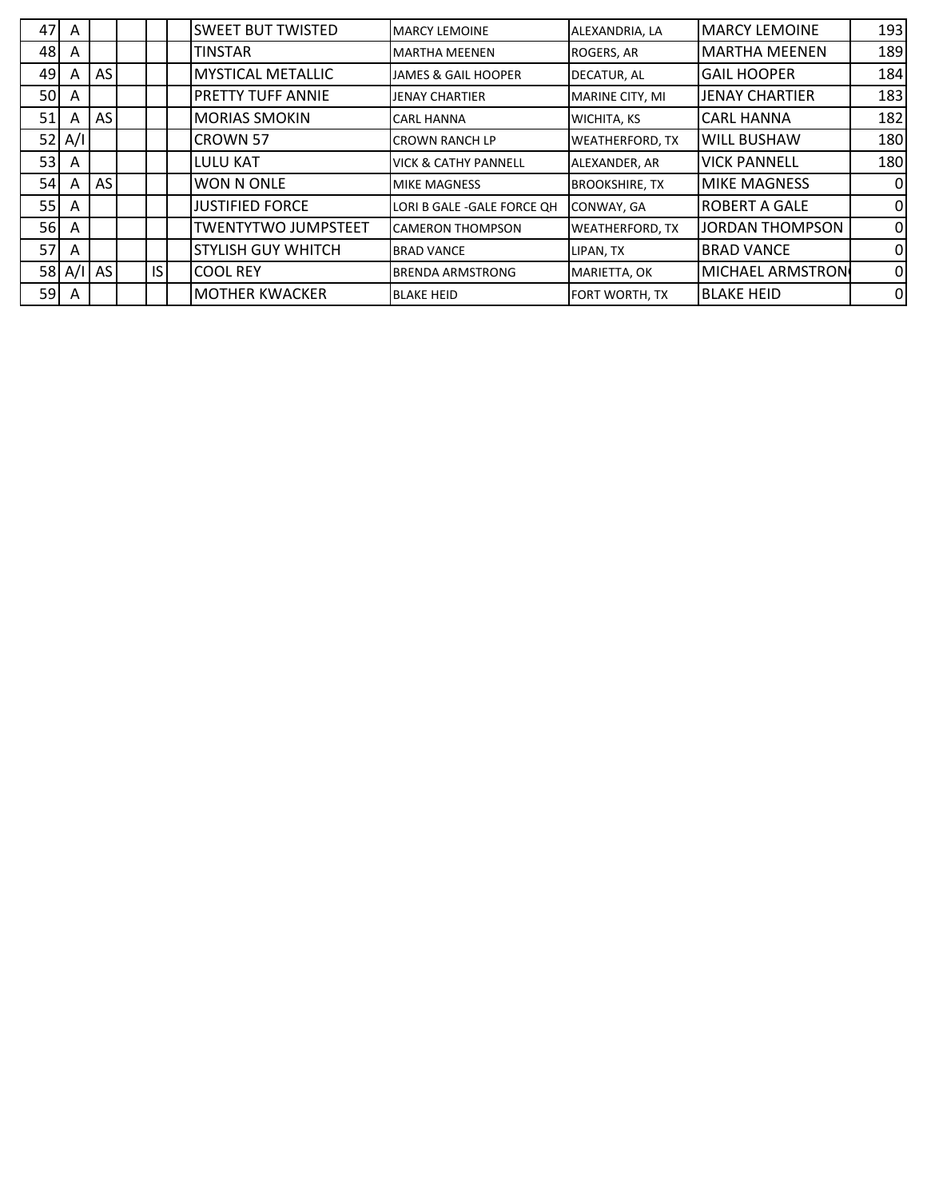| | | | | | | | | | | |
|---|---|---|---|---|---|---|---|---|---|---|
| 47 | A | | | | | SWEET BUT TWISTED | MARCY LEMOINE | ALEXANDRIA, LA | MARCY LEMOINE | 193 |
| 48 | A | | | | | TINSTAR | MARTHA MEENEN | ROGERS, AR | MARTHA MEENEN | 189 |
| 49 | A | AS | | | | MYSTICAL METALLIC | JAMES & GAIL HOOPER | DECATUR, AL | GAIL HOOPER | 184 |
| 50 | A | | | | | PRETTY TUFF ANNIE | JENAY CHARTIER | MARINE CITY, MI | JENAY CHARTIER | 183 |
| 51 | A | AS | | | | MORIAS SMOKIN | CARL HANNA | WICHITA, KS | CARL HANNA | 182 |
| 52 | A/I | | | | | CROWN 57 | CROWN RANCH LP | WEATHERFORD, TX | WILL BUSHAW | 180 |
| 53 | A | | | | | LULU KAT | VICK & CATHY PANNELL | ALEXANDER, AR | VICK PANNELL | 180 |
| 54 | A | AS | | | | WON N ONLE | MIKE MAGNESS | BROOKSHIRE, TX | MIKE MAGNESS | 0 |
| 55 | A | | | | | JUSTIFIED FORCE | LORI B GALE -GALE FORCE QH | CONWAY, GA | ROBERT A GALE | 0 |
| 56 | A | | | | | TWENTYTWO JUMPSTEET | CAMERON THOMPSON | WEATHERFORD, TX | JORDAN THOMPSON | 0 |
| 57 | A | | | | | STYLISH GUY WHITCH | BRAD VANCE | LIPAN, TX | BRAD VANCE | 0 |
| 58 | A/I | AS | | IS | | COOL REY | BRENDA ARMSTRONG | MARIETTA, OK | MICHAEL ARMSTRON | 0 |
| 59 | A | | | | | MOTHER KWACKER | BLAKE HEID | FORT WORTH, TX | BLAKE HEID | 0 |